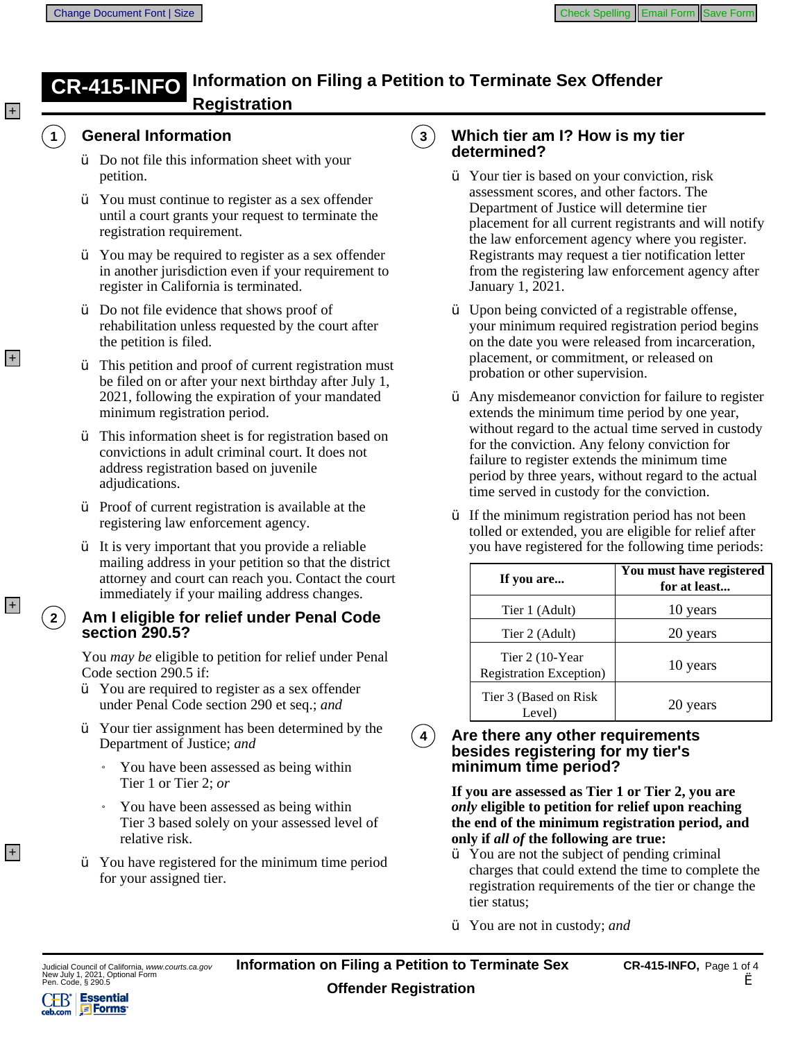# CR-415-INFO Information on Filing a Petition to Terminate Sex Offender Registration

## 1 General Information

- Do not file this information sheet with your petition.
- You must continue to register as a sex offender until a court grants your request to terminate the registration requirement.
- You may be required to register as a sex offender in another jurisdiction even if your requirement to register in California is terminated.
- Do not file evidence that shows proof of rehabilitation unless requested by the court after the petition is filed.
- This petition and proof of current registration must be filed on or after your next birthday after July 1, 2021, following the expiration of your mandated minimum registration period.
- This information sheet is for registration based on convictions in adult criminal court. It does not address registration based on juvenile adjudications.
- Proof of current registration is available at the registering law enforcement agency.
- It is very important that you provide a reliable mailing address in your petition so that the district attorney and court can reach you. Contact the court immediately if your mailing address changes.

## 2 Am I eligible for relief under Penal Code section 290.5?

You *may be* eligible to petition for relief under Penal Code section 290.5 if:

- You are required to register as a sex offender under Penal Code section 290 et seq.; *and*
- Your tier assignment has been determined by the Department of Justice; *and*
  - You have been assessed as being within Tier 1 or Tier 2; *or*
  - You have been assessed as being within Tier 3 based solely on your assessed level of relative risk.
- You have registered for the minimum time period for your assigned tier.

## 3 Which tier am I? How is my tier determined?

- Your tier is based on your conviction, risk assessment scores, and other factors. The Department of Justice will determine tier placement for all current registrants and will notify the law enforcement agency where you register. Registrants may request a tier notification letter from the registering law enforcement agency after January 1, 2021.
- Upon being convicted of a registrable offense, your minimum required registration period begins on the date you were released from incarceration, placement, or commitment, or released on probation or other supervision.
- Any misdemeanor conviction for failure to register extends the minimum time period by one year, without regard to the actual time served in custody for the conviction. Any felony conviction for failure to register extends the minimum time period by three years, without regard to the actual time served in custody for the conviction.
- If the minimum registration period has not been tolled or extended, you are eligible for relief after you have registered for the following time periods:

| If you are... | You must have registered for at least... |
|---|---|
| Tier 1 (Adult) | 10 years |
| Tier 2 (Adult) | 20 years |
| Tier 2 (10-Year Registration Exception) | 10 years |
| Tier 3 (Based on Risk Level) | 20 years |

## 4 Are there any other requirements besides registering for my tier's minimum time period?

**If you are assessed as Tier 1 or Tier 2, you are *only* eligible to petition for relief upon reaching the end of the minimum registration period, and only if *all of* the following are true:**

- You are not the subject of pending criminal charges that could extend the time to complete the registration requirements of the tier or change the tier status;
- You are not in custody; *and*

Judicial Council of California, *www.courts.ca.gov*
New July 1, 2021, Optional Form
Pen. Code, § 290.5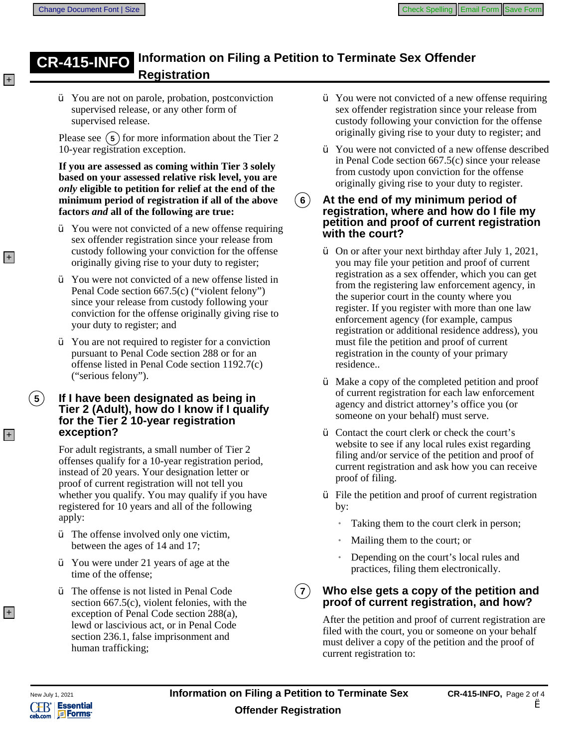- You are not on parole, probation, postconviction supervised release, or any other form of supervised release.

Please see (5) for more information about the Tier 2 10-year registration exception.

**If you are assessed as coming within Tier 3 solely based on your assessed relative risk level, you are *only* eligible to petition for relief at the end of the minimum period of registration if all of the above factors *and* all of the following are true:**

- You were not convicted of a new offense requiring sex offender registration since your release from custody following your conviction for the offense originally giving rise to your duty to register;
- You were not convicted of a new offense listed in Penal Code section 667.5(c) ("violent felony") since your release from custody following your conviction for the offense originally giving rise to your duty to register; and
- You are not required to register for a conviction pursuant to Penal Code section 288 or for an offense listed in Penal Code section 1192.7(c) ("serious felony").

## 5 If I have been designated as being in Tier 2 (Adult), how do I know if I qualify for the Tier 2 10-year registration exception?

For adult registrants, a small number of Tier 2 offenses qualify for a 10-year registration period, instead of 20 years. Your designation letter or proof of current registration will not tell you whether you qualify. You may qualify if you have registered for 10 years and all of the following apply:

- The offense involved only one victim, between the ages of 14 and 17;
- You were under 21 years of age at the time of the offense;
- The offense is not listed in Penal Code section 667.5(c), violent felonies, with the exception of Penal Code section 288(a), lewd or lascivious act, or in Penal Code section 236.1, false imprisonment and human trafficking;
- You were not convicted of a new offense requiring sex offender registration since your release from custody following your conviction for the offense originally giving rise to your duty to register; and
- You were not convicted of a new offense described in Penal Code section 667.5(c) since your release from custody upon conviction for the offense originally giving rise to your duty to register.

## 6 At the end of my minimum period of registration, where and how do I file my petition and proof of current registration with the court?

- On or after your next birthday after July 1, 2021, you may file your petition and proof of current registration as a sex offender, which you can get from the registering law enforcement agency, in the superior court in the county where you register. If you register with more than one law enforcement agency (for example, campus registration or additional residence address), you must file the petition and proof of current registration in the county of your primary residence..
- Make a copy of the completed petition and proof of current registration for each law enforcement agency and district attorney's office you (or someone on your behalf) must serve.
- Contact the court clerk or check the court's website to see if any local rules exist regarding filing and/or service of the petition and proof of current registration and ask how you can receive proof of filing.
- File the petition and proof of current registration by:
  - Taking them to the court clerk in person;
  - Mailing them to the court; or
  - Depending on the court's local rules and practices, filing them electronically.

## 7 Who else gets a copy of the petition and proof of current registration, and how?

After the petition and proof of current registration are filed with the court, you or someone on your behalf must deliver a copy of the petition and the proof of current registration to: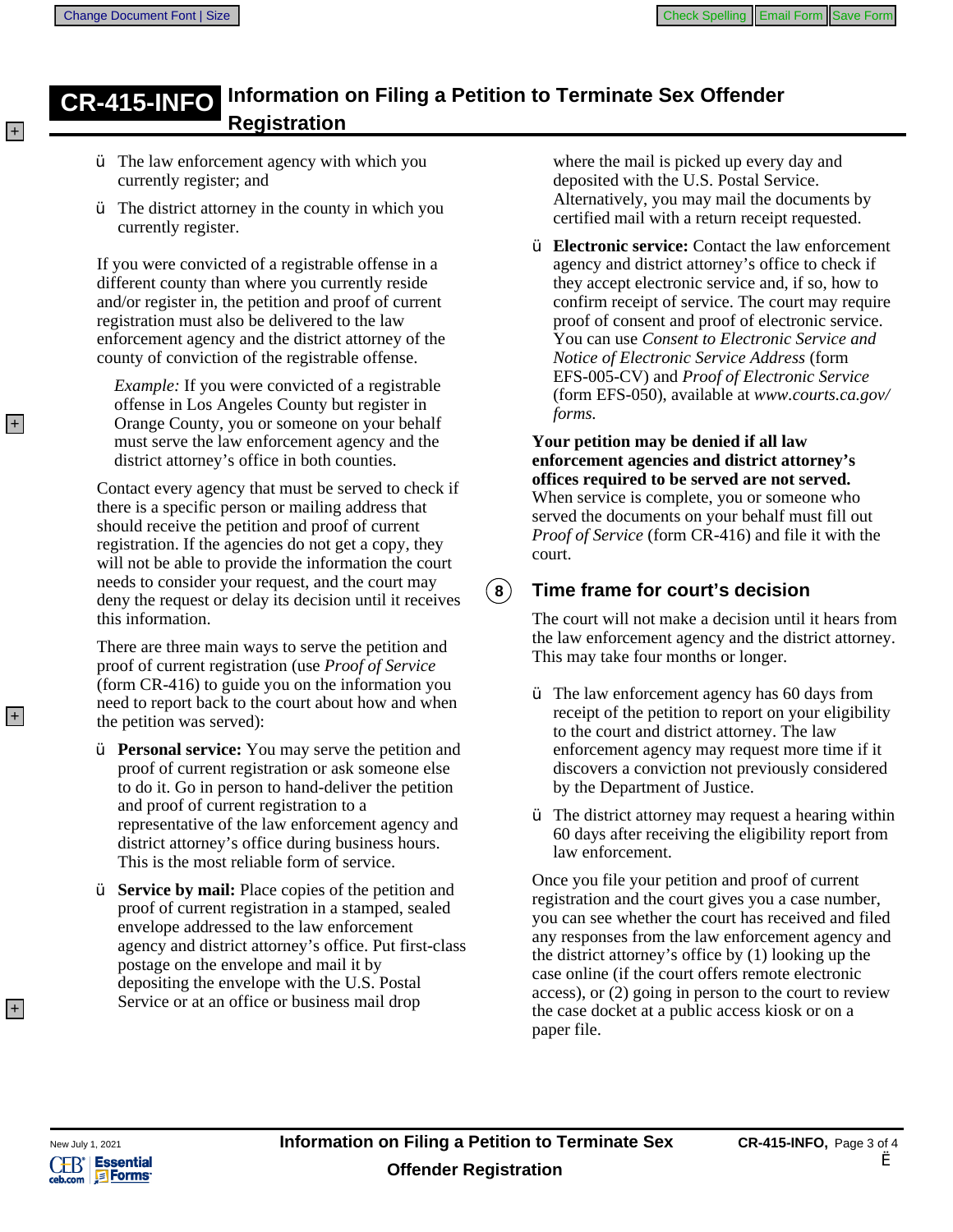- The law enforcement agency with which you currently register; and
- The district attorney in the county in which you currently register.

If you were convicted of a registrable offense in a different county than where you currently reside and/or register in, the petition and proof of current registration must also be delivered to the law enforcement agency and the district attorney of the county of conviction of the registrable offense.

*Example:* If you were convicted of a registrable offense in Los Angeles County but register in Orange County, you or someone on your behalf must serve the law enforcement agency and the district attorney's office in both counties.

Contact every agency that must be served to check if there is a specific person or mailing address that should receive the petition and proof of current registration. If the agencies do not get a copy, they will not be able to provide the information the court needs to consider your request, and the court may deny the request or delay its decision until it receives this information.

There are three main ways to serve the petition and proof of current registration (use *Proof of Service* (form CR-416) to guide you on the information you need to report back to the court about how and when the petition was served):

- **Personal service:** You may serve the petition and proof of current registration or ask someone else to do it. Go in person to hand-deliver the petition and proof of current registration to a representative of the law enforcement agency and district attorney's office during business hours. This is the most reliable form of service.
- **Service by mail:** Place copies of the petition and proof of current registration in a stamped, sealed envelope addressed to the law enforcement agency and district attorney's office. Put first-class postage on the envelope and mail it by depositing the envelope with the U.S. Postal Service or at an office or business mail drop where the mail is picked up every day and deposited with the U.S. Postal Service. Alternatively, you may mail the documents by certified mail with a return receipt requested.
- **Electronic service:** Contact the law enforcement agency and district attorney's office to check if they accept electronic service and, if so, how to confirm receipt of service. The court may require proof of consent and proof of electronic service. You can use *Consent to Electronic Service and Notice of Electronic Service Address* (form EFS-005-CV) and *Proof of Electronic Service* (form EFS-050), available at *www.courts.ca.gov/forms.*

**Your petition may be denied if all law enforcement agencies and district attorney's offices required to be served are not served.** When service is complete, you or someone who served the documents on your behalf must fill out *Proof of Service* (form CR-416) and file it with the court.

## 8 Time frame for court's decision

The court will not make a decision until it hears from the law enforcement agency and the district attorney. This may take four months or longer.

- The law enforcement agency has 60 days from receipt of the petition to report on your eligibility to the court and district attorney. The law enforcement agency may request more time if it discovers a conviction not previously considered by the Department of Justice.
- The district attorney may request a hearing within 60 days after receiving the eligibility report from law enforcement.

Once you file your petition and proof of current registration and the court gives you a case number, you can see whether the court has received and filed any responses from the law enforcement agency and the district attorney's office by (1) looking up the case online (if the court offers remote electronic access), or (2) going in person to the court to review the case docket at a public access kiosk or on a paper file.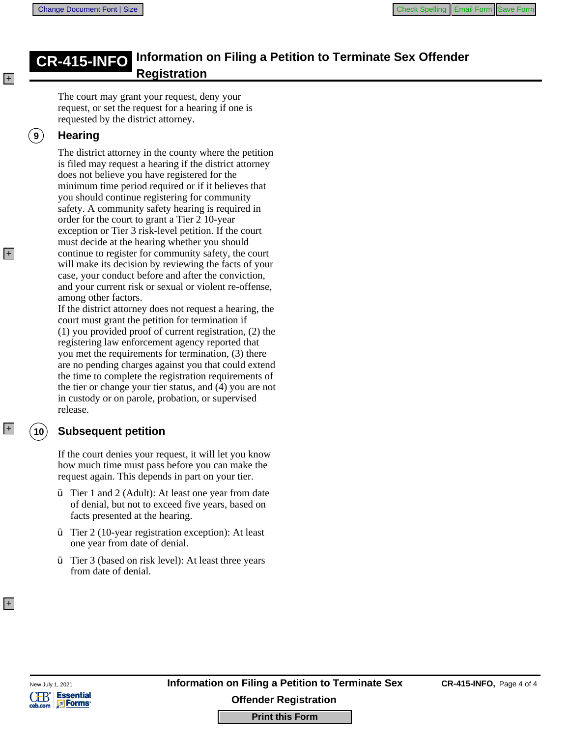The court may grant your request, deny your request, or set the request for a hearing if one is requested by the district attorney.

## 9 Hearing

The district attorney in the county where the petition is filed may request a hearing if the district attorney does not believe you have registered for the minimum time period required or if it believes that you should continue registering for community safety. A community safety hearing is required in order for the court to grant a Tier 2 10-year exception or Tier 3 risk-level petition. If the court must decide at the hearing whether you should continue to register for community safety, the court will make its decision by reviewing the facts of your case, your conduct before and after the conviction, and your current risk or sexual or violent re-offense, among other factors.

If the district attorney does not request a hearing, the court must grant the petition for termination if (1) you provided proof of current registration, (2) the registering law enforcement agency reported that you met the requirements for termination, (3) there are no pending charges against you that could extend the time to complete the registration requirements of the tier or change your tier status, and (4) you are not in custody or on parole, probation, or supervised release.

## 10 Subsequent petition

If the court denies your request, it will let you know how much time must pass before you can make the request again. This depends in part on your tier.

- Tier 1 and 2 (Adult): At least one year from date of denial, but not to exceed five years, based on facts presented at the hearing.
- Tier 2 (10-year registration exception): At least one year from date of denial.
- Tier 3 (based on risk level): At least three years from date of denial.